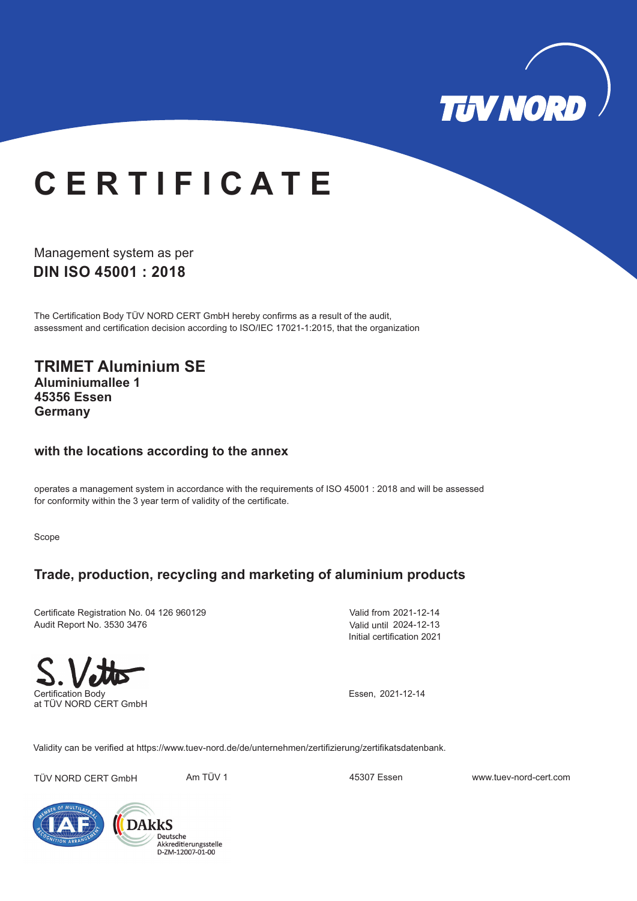TÜV NORD

# CERTIFICATE

Management system as per

## DIN ISO 45001 : 2018

The Certification Body TÜV NORD CERT GmbH hereby confirms as a result of the audit, assessment and certification decision according to ISO/IEC 17021-1:2015, that the organization

**TRIMET Aluminium SE**
**Aluminiumallee 1**
**45356 Essen**
**Germany**

**with the locations according to the annex**

operates a management system in accordance with the requirements of ISO 45001 : 2018 and will be assessed for conformity within the 3 year term of validity of the certificate.

Scope

**Trade, production, recycling and marketing of aluminium products**

Certificate Registration No. 04 126 960129
Audit Report No. 3530 3476

Valid from 2021-12-14
Valid until 2024-12-13
Initial certification 2021

Certification Body
at TÜV NORD CERT GmbH

Essen, 2021-12-14

Validity can be verified at https://www.tuev-nord.de/de/unternehmen/zertifizierung/zertifikatsdatenbank.

TÜV NORD CERT GmbH    Am TÜV 1    45307 Essen    www.tuev-nord-cert.com

DAkkS Deutsche Akkreditierungsstelle D-ZM-12007-01-00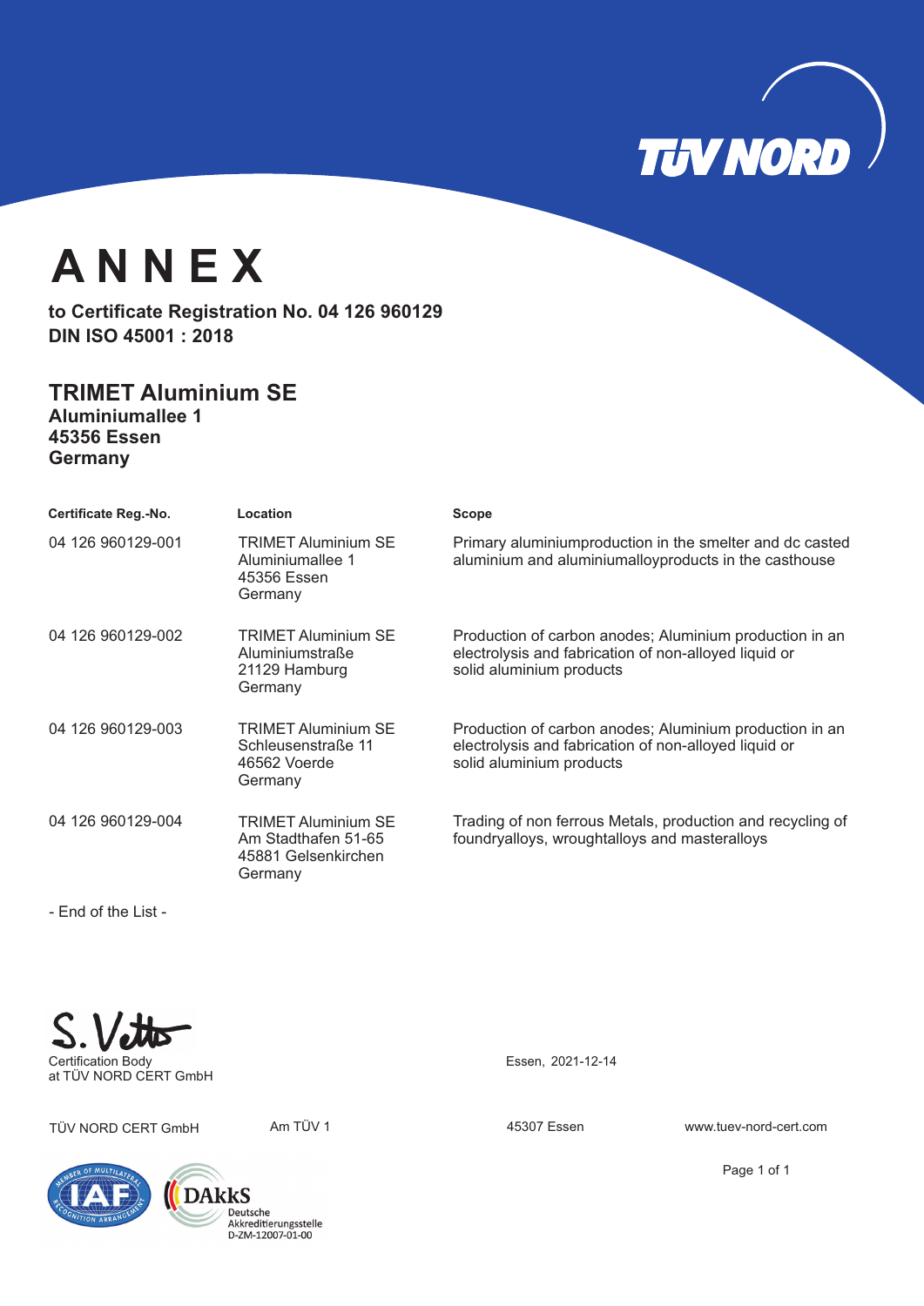# ANNEX

**to Certificate Registration No. 04 126 960129**
**DIN ISO 45001 : 2018**

## TRIMET Aluminium SE

**Aluminiumallee 1**
**45356 Essen**
**Germany**

| Certificate Reg.-No. | Location | Scope |
|---|---|---|
| 04 126 960129-001 | TRIMET Aluminium SE<br>Aluminiumallee 1<br>45356 Essen<br>Germany | Primary aluminiumproduction in the smelter and dc casted aluminium and aluminiumalloyproducts in the casthouse |
| 04 126 960129-002 | TRIMET Aluminium SE<br>Aluminiumstraße<br>21129 Hamburg<br>Germany | Production of carbon anodes; Aluminium production in an electrolysis and fabrication of non-alloyed liquid or solid aluminium products |
| 04 126 960129-003 | TRIMET Aluminium SE<br>Schleusenstraße 11<br>46562 Voerde<br>Germany | Production of carbon anodes; Aluminium production in an electrolysis and fabrication of non-alloyed liquid or solid aluminium products |
| 04 126 960129-004 | TRIMET Aluminium SE<br>Am Stadthafen 51-65<br>45881 Gelsenkirchen<br>Germany | Trading of non ferrous Metals, production and recycling of foundryalloys, wroughtalloys and masteralloys |

- End of the List -

S. Vetts
Certification Body
at TÜV NORD CERT GmbH

Essen, 2021-12-14

TÜV NORD CERT GmbH    Am TÜV 1    45307 Essen    www.tuev-nord-cert.com

DAkkS Deutsche Akkreditierungsstelle D-ZM-12007-01-00